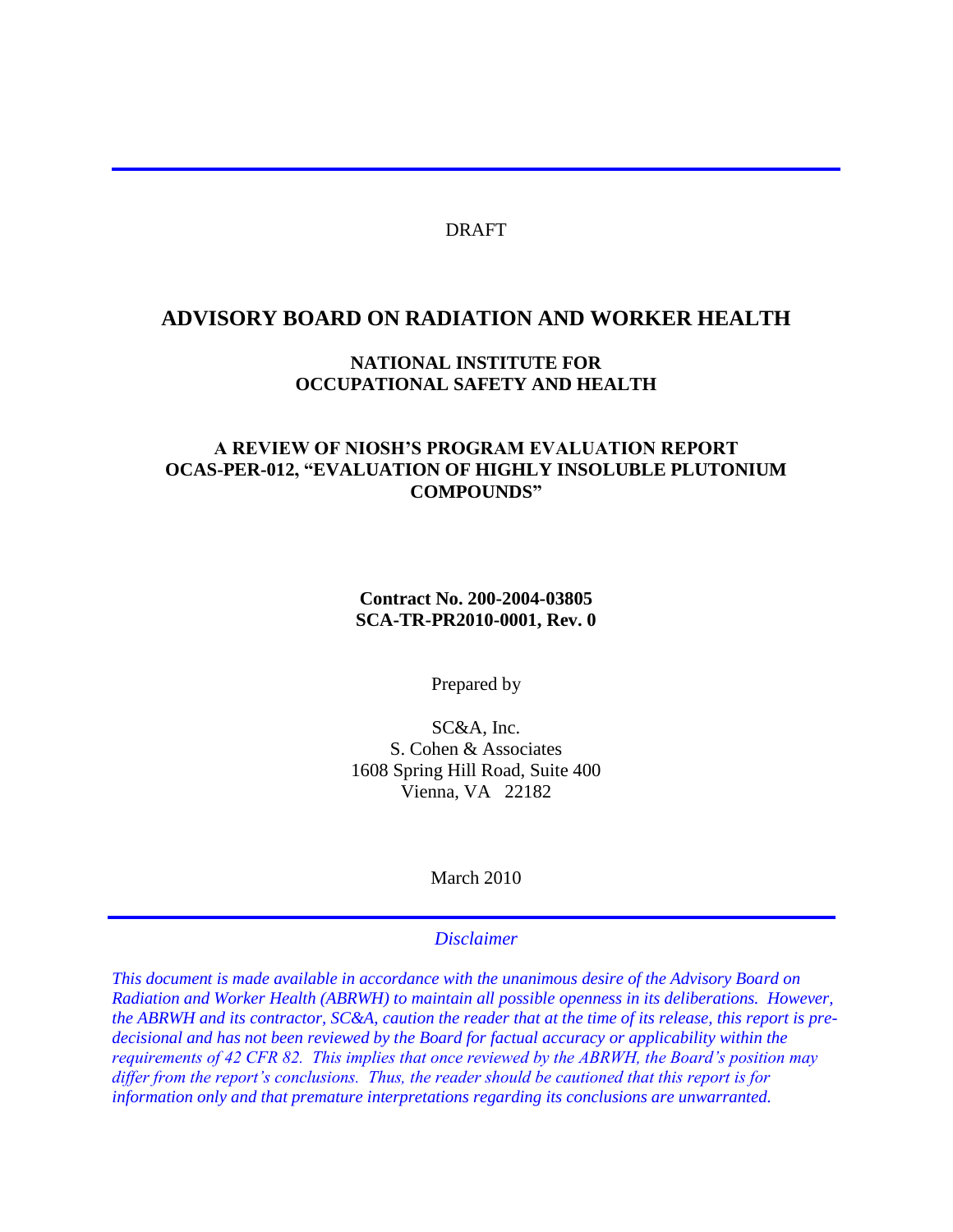DRAFT

# ADVISORY BOARD ON RADIATION AND WORKER HEALTH

## NATIONAL INSTITUTE FOR OCCUPATIONAL SAFETY AND HEALTH

## A REVIEW OF NIOSH'S PROGRAM EVALUATION REPORT OCAS-PER-012, "EVALUATION OF HIGHLY INSOLUBLE PLUTONIUM COMPOUNDS"

**Contract No. 200-2004-03805**
**SCA-TR-PR2010-0001, Rev. 0**

Prepared by

SC&A, Inc.
S. Cohen & Associates
1608 Spring Hill Road, Suite 400
Vienna, VA 22182

March 2010

*Disclaimer*

*This document is made available in accordance with the unanimous desire of the Advisory Board on Radiation and Worker Health (ABRWH) to maintain all possible openness in its deliberations. However, the ABRWH and its contractor, SC&A, caution the reader that at the time of its release, this report is pre-decisional and has not been reviewed by the Board for factual accuracy or applicability within the requirements of 42 CFR 82. This implies that once reviewed by the ABRWH, the Board's position may differ from the report's conclusions. Thus, the reader should be cautioned that this report is for information only and that premature interpretations regarding its conclusions are unwarranted.*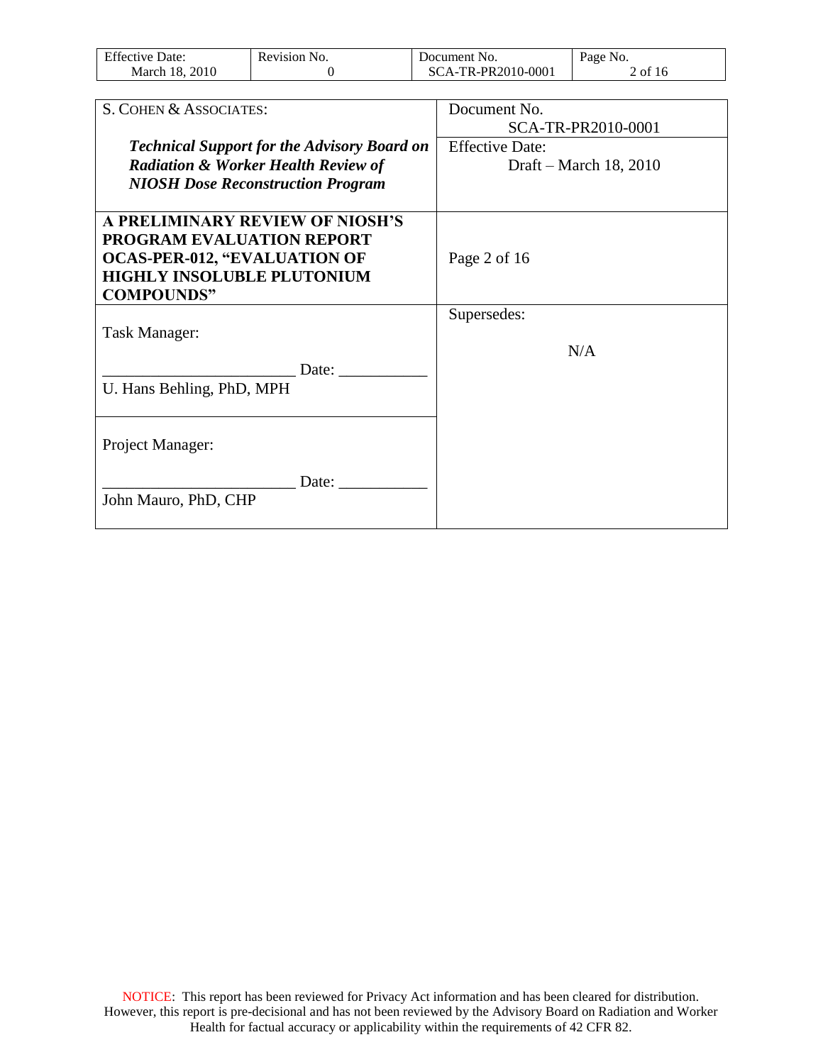| S. COHEN & ASSOCIATES: *Technical Support for the Advisory Board on Radiation & Worker Health Review of NIOSH Dose Reconstruction Program* | Document No. SCA-TR-PR2010-0001 |
|---|---|
| | Effective Date: Draft – March 18, 2010 |
| **A PRELIMINARY REVIEW OF NIOSH'S PROGRAM EVALUATION REPORT OCAS-PER-012, "EVALUATION OF HIGHLY INSOLUBLE PLUTONIUM COMPOUNDS"** | Page 2 of 16 |
| Task Manager: ________________________ Date: ___________ U. Hans Behling, PhD, MPH | Supersedes: N/A |
| Project Manager: ________________________ Date: ___________ John Mauro, PhD, CHP | |

NOTICE: This report has been reviewed for Privacy Act information and has been cleared for distribution. However, this report is pre-decisional and has not been reviewed by the Advisory Board on Radiation and Worker Health for factual accuracy or applicability within the requirements of 42 CFR 82.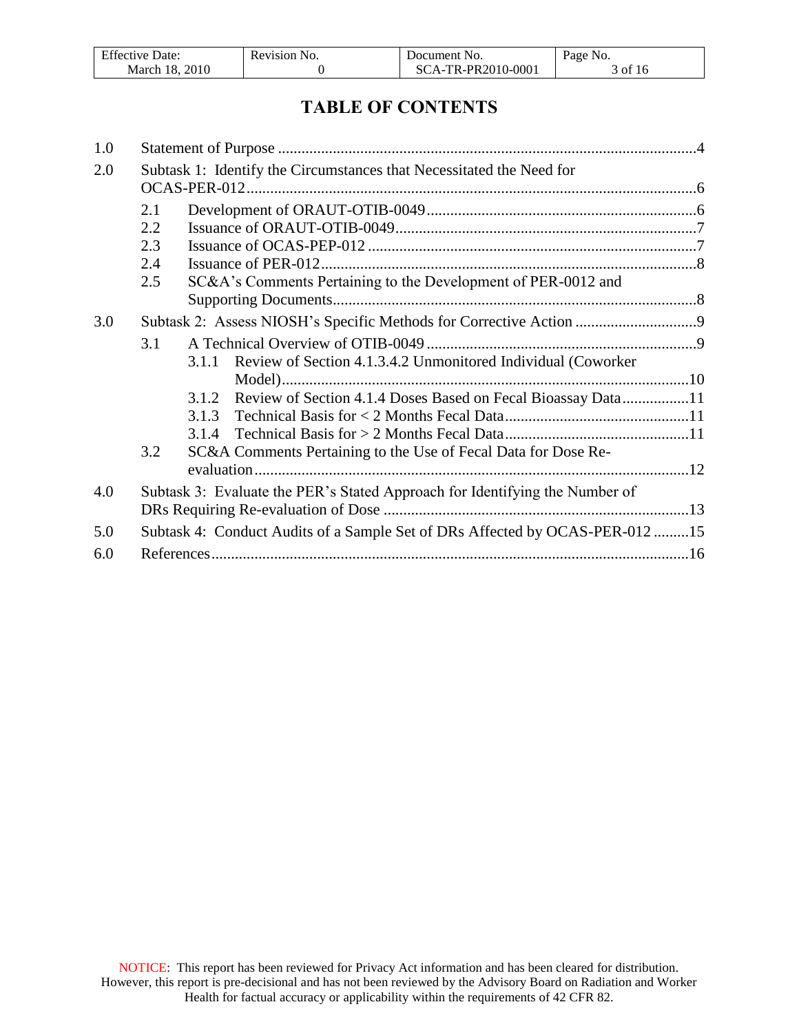# TABLE OF CONTENTS

1.0 Statement of Purpose ....4

2.0 Subtask 1: Identify the Circumstances that Necessitated the Need for OCAS-PER-012....6

- 2.1 Development of ORAUT-OTIB-0049....6
- 2.2 Issuance of ORAUT-OTIB-0049....7
- 2.3 Issuance of OCAS-PEP-012 ....7
- 2.4 Issuance of PER-012....8
- 2.5 SC&A's Comments Pertaining to the Development of PER-0012 and Supporting Documents....8

3.0 Subtask 2: Assess NIOSH's Specific Methods for Corrective Action ....9

- 3.1 A Technical Overview of OTIB-0049 ....9
  - 3.1.1 Review of Section 4.1.3.4.2 Unmonitored Individual (Coworker Model)....10
  - 3.1.2 Review of Section 4.1.4 Doses Based on Fecal Bioassay Data....11
  - 3.1.3 Technical Basis for < 2 Months Fecal Data....11
  - 3.1.4 Technical Basis for > 2 Months Fecal Data....11
- 3.2 SC&A Comments Pertaining to the Use of Fecal Data for Dose Re-evaluation....12

4.0 Subtask 3: Evaluate the PER's Stated Approach for Identifying the Number of DRs Requiring Re-evaluation of Dose ....13

5.0 Subtask 4: Conduct Audits of a Sample Set of DRs Affected by OCAS-PER-012 ....15

6.0 References....16

NOTICE: This report has been reviewed for Privacy Act information and has been cleared for distribution. However, this report is pre-decisional and has not been reviewed by the Advisory Board on Radiation and Worker Health for factual accuracy or applicability within the requirements of 42 CFR 82.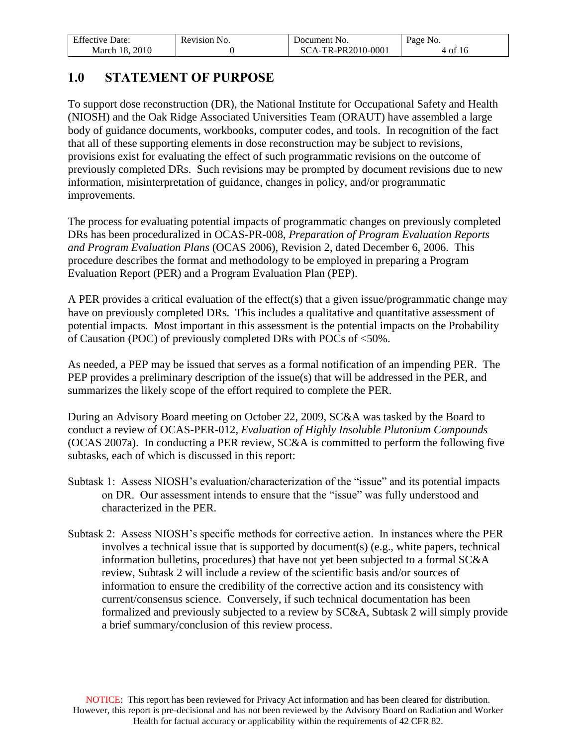## 1.0 STATEMENT OF PURPOSE

To support dose reconstruction (DR), the National Institute for Occupational Safety and Health (NIOSH) and the Oak Ridge Associated Universities Team (ORAUT) have assembled a large body of guidance documents, workbooks, computer codes, and tools. In recognition of the fact that all of these supporting elements in dose reconstruction may be subject to revisions, provisions exist for evaluating the effect of such programmatic revisions on the outcome of previously completed DRs. Such revisions may be prompted by document revisions due to new information, misinterpretation of guidance, changes in policy, and/or programmatic improvements.

The process for evaluating potential impacts of programmatic changes on previously completed DRs has been proceduralized in OCAS-PR-008, *Preparation of Program Evaluation Reports and Program Evaluation Plans* (OCAS 2006), Revision 2, dated December 6, 2006. This procedure describes the format and methodology to be employed in preparing a Program Evaluation Report (PER) and a Program Evaluation Plan (PEP).

A PER provides a critical evaluation of the effect(s) that a given issue/programmatic change may have on previously completed DRs. This includes a qualitative and quantitative assessment of potential impacts. Most important in this assessment is the potential impacts on the Probability of Causation (POC) of previously completed DRs with POCs of <50%.

As needed, a PEP may be issued that serves as a formal notification of an impending PER. The PEP provides a preliminary description of the issue(s) that will be addressed in the PER, and summarizes the likely scope of the effort required to complete the PER.

During an Advisory Board meeting on October 22, 2009, SC&A was tasked by the Board to conduct a review of OCAS-PER-012, *Evaluation of Highly Insoluble Plutonium Compounds* (OCAS 2007a). In conducting a PER review, SC&A is committed to perform the following five subtasks, each of which is discussed in this report:

Subtask 1: Assess NIOSH's evaluation/characterization of the "issue" and its potential impacts on DR. Our assessment intends to ensure that the "issue" was fully understood and characterized in the PER.

Subtask 2: Assess NIOSH's specific methods for corrective action. In instances where the PER involves a technical issue that is supported by document(s) (e.g., white papers, technical information bulletins, procedures) that have not yet been subjected to a formal SC&A review, Subtask 2 will include a review of the scientific basis and/or sources of information to ensure the credibility of the corrective action and its consistency with current/consensus science. Conversely, if such technical documentation has been formalized and previously subjected to a review by SC&A, Subtask 2 will simply provide a brief summary/conclusion of this review process.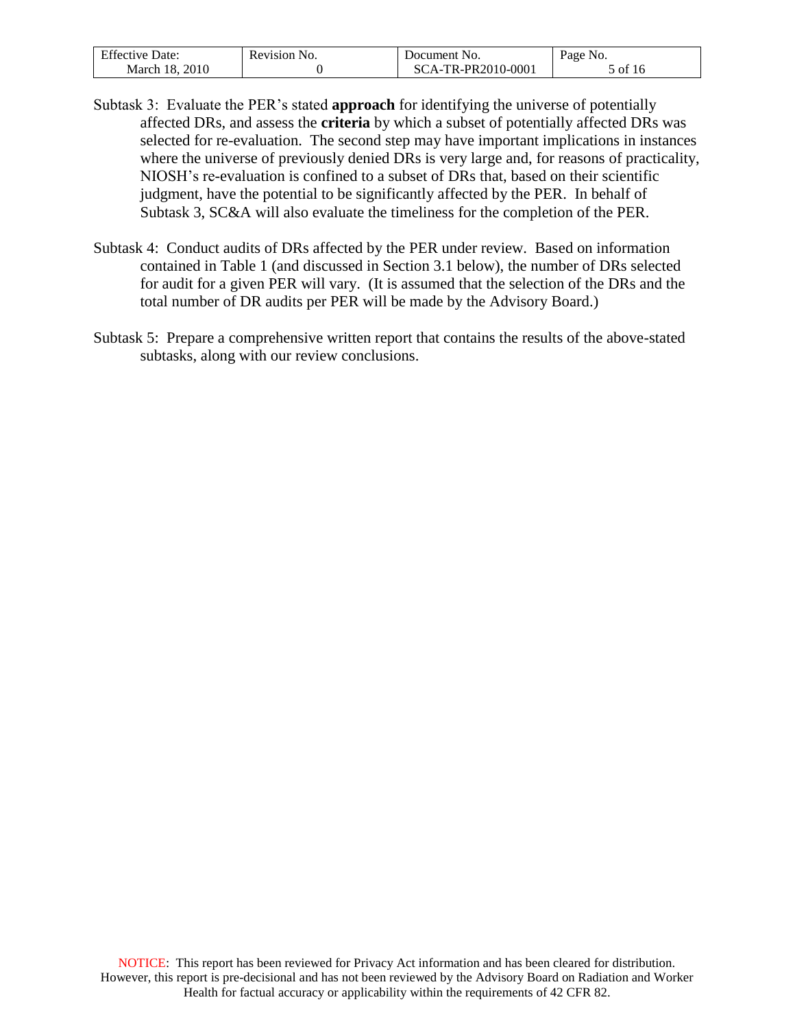Subtask 3: Evaluate the PER's stated **approach** for identifying the universe of potentially affected DRs, and assess the **criteria** by which a subset of potentially affected DRs was selected for re-evaluation. The second step may have important implications in instances where the universe of previously denied DRs is very large and, for reasons of practicality, NIOSH's re-evaluation is confined to a subset of DRs that, based on their scientific judgment, have the potential to be significantly affected by the PER. In behalf of Subtask 3, SC&A will also evaluate the timeliness for the completion of the PER.

Subtask 4: Conduct audits of DRs affected by the PER under review. Based on information contained in Table 1 (and discussed in Section 3.1 below), the number of DRs selected for audit for a given PER will vary. (It is assumed that the selection of the DRs and the total number of DR audits per PER will be made by the Advisory Board.)

Subtask 5: Prepare a comprehensive written report that contains the results of the above-stated subtasks, along with our review conclusions.

NOTICE: This report has been reviewed for Privacy Act information and has been cleared for distribution. However, this report is pre-decisional and has not been reviewed by the Advisory Board on Radiation and Worker Health for factual accuracy or applicability within the requirements of 42 CFR 82.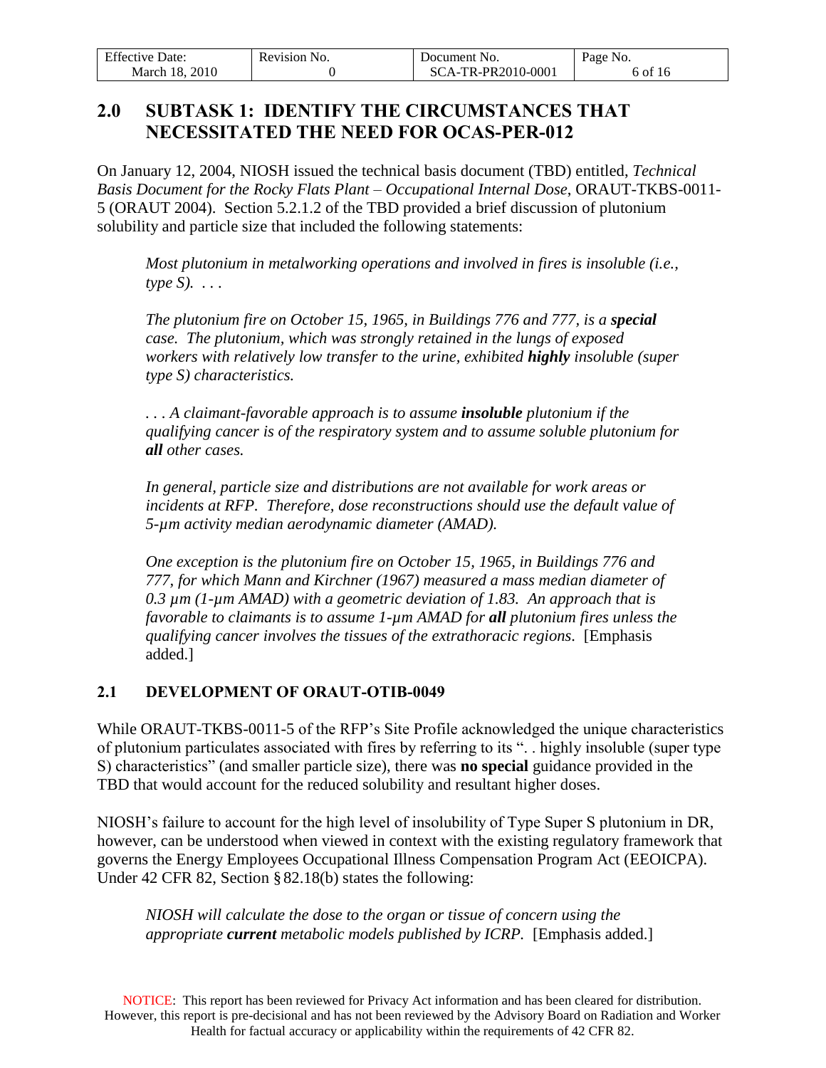## 2.0 SUBTASK 1: IDENTIFY THE CIRCUMSTANCES THAT NECESSITATED THE NEED FOR OCAS-PER-012

On January 12, 2004, NIOSH issued the technical basis document (TBD) entitled, *Technical Basis Document for the Rocky Flats Plant – Occupational Internal Dose*, ORAUT-TKBS-0011-5 (ORAUT 2004). Section 5.2.1.2 of the TBD provided a brief discussion of plutonium solubility and particle size that included the following statements:

> *Most plutonium in metalworking operations and involved in fires is insoluble (i.e., type S).* . . .
>
> *The plutonium fire on October 15, 1965, in Buildings 776 and 777, is a* ***special*** *case. The plutonium, which was strongly retained in the lungs of exposed workers with relatively low transfer to the urine, exhibited* ***highly*** *insoluble (super type S) characteristics.*
>
> . . . *A claimant-favorable approach is to assume* ***insoluble*** *plutonium if the qualifying cancer is of the respiratory system and to assume soluble plutonium for* ***all*** *other cases.*
>
> *In general, particle size and distributions are not available for work areas or incidents at RFP. Therefore, dose reconstructions should use the default value of 5-µm activity median aerodynamic diameter (AMAD).*
>
> *One exception is the plutonium fire on October 15, 1965, in Buildings 776 and 777, for which Mann and Kirchner (1967) measured a mass median diameter of 0.3 µm (1-µm AMAD) with a geometric deviation of 1.83. An approach that is favorable to claimants is to assume 1-µm AMAD for* ***all*** *plutonium fires unless the qualifying cancer involves the tissues of the extrathoracic regions.* [Emphasis added.]

### 2.1 DEVELOPMENT OF ORAUT-OTIB-0049

While ORAUT-TKBS-0011-5 of the RFP's Site Profile acknowledged the unique characteristics of plutonium particulates associated with fires by referring to its ". . highly insoluble (super type S) characteristics" (and smaller particle size), there was **no special** guidance provided in the TBD that would account for the reduced solubility and resultant higher doses.

NIOSH's failure to account for the high level of insolubility of Type Super S plutonium in DR, however, can be understood when viewed in context with the existing regulatory framework that governs the Energy Employees Occupational Illness Compensation Program Act (EEOICPA). Under 42 CFR 82, Section § 82.18(b) states the following:

> *NIOSH will calculate the dose to the organ or tissue of concern using the appropriate* ***current*** *metabolic models published by ICRP.* [Emphasis added.]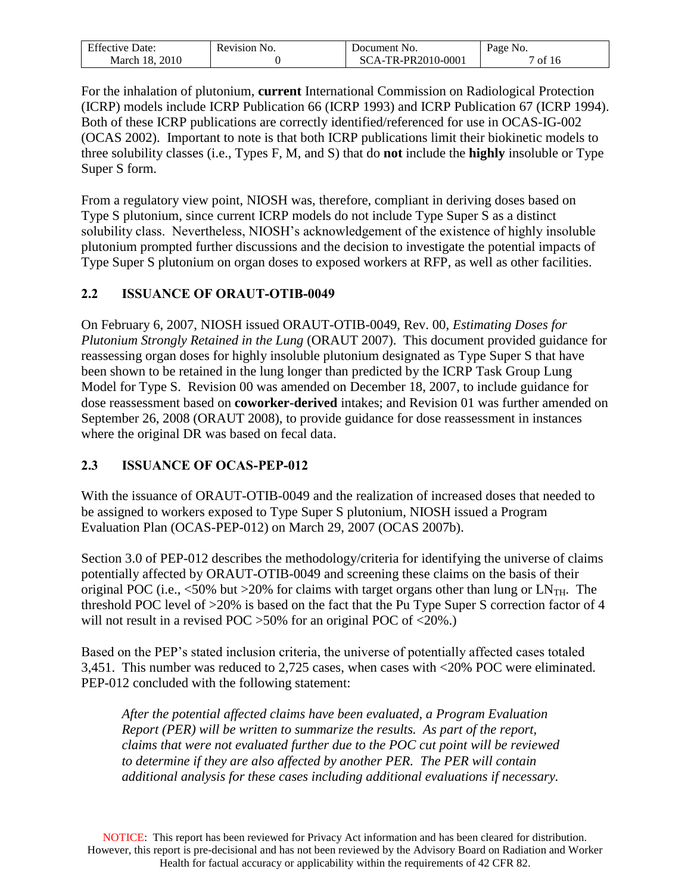For the inhalation of plutonium, **current** International Commission on Radiological Protection (ICRP) models include ICRP Publication 66 (ICRP 1993) and ICRP Publication 67 (ICRP 1994). Both of these ICRP publications are correctly identified/referenced for use in OCAS-IG-002 (OCAS 2002). Important to note is that both ICRP publications limit their biokinetic models to three solubility classes (i.e., Types F, M, and S) that do **not** include the **highly** insoluble or Type Super S form.

From a regulatory view point, NIOSH was, therefore, compliant in deriving doses based on Type S plutonium, since current ICRP models do not include Type Super S as a distinct solubility class. Nevertheless, NIOSH's acknowledgement of the existence of highly insoluble plutonium prompted further discussions and the decision to investigate the potential impacts of Type Super S plutonium on organ doses to exposed workers at RFP, as well as other facilities.

## 2.2 ISSUANCE OF ORAUT-OTIB-0049

On February 6, 2007, NIOSH issued ORAUT-OTIB-0049, Rev. 00, *Estimating Doses for Plutonium Strongly Retained in the Lung* (ORAUT 2007). This document provided guidance for reassessing organ doses for highly insoluble plutonium designated as Type Super S that have been shown to be retained in the lung longer than predicted by the ICRP Task Group Lung Model for Type S. Revision 00 was amended on December 18, 2007, to include guidance for dose reassessment based on **coworker-derived** intakes; and Revision 01 was further amended on September 26, 2008 (ORAUT 2008), to provide guidance for dose reassessment in instances where the original DR was based on fecal data.

## 2.3 ISSUANCE OF OCAS-PEP-012

With the issuance of ORAUT-OTIB-0049 and the realization of increased doses that needed to be assigned to workers exposed to Type Super S plutonium, NIOSH issued a Program Evaluation Plan (OCAS-PEP-012) on March 29, 2007 (OCAS 2007b).

Section 3.0 of PEP-012 describes the methodology/criteria for identifying the universe of claims potentially affected by ORAUT-OTIB-0049 and screening these claims on the basis of their original POC (i.e., <50% but >20% for claims with target organs other than lung or $LN_{TH}$. The threshold POC level of >20% is based on the fact that the Pu Type Super S correction factor of 4 will not result in a revised POC >50% for an original POC of <20%.)

Based on the PEP's stated inclusion criteria, the universe of potentially affected cases totaled 3,451. This number was reduced to 2,725 cases, when cases with <20% POC were eliminated. PEP-012 concluded with the following statement:

> *After the potential affected claims have been evaluated, a Program Evaluation Report (PER) will be written to summarize the results. As part of the report, claims that were not evaluated further due to the POC cut point will be reviewed to determine if they are also affected by another PER. The PER will contain additional analysis for these cases including additional evaluations if necessary.*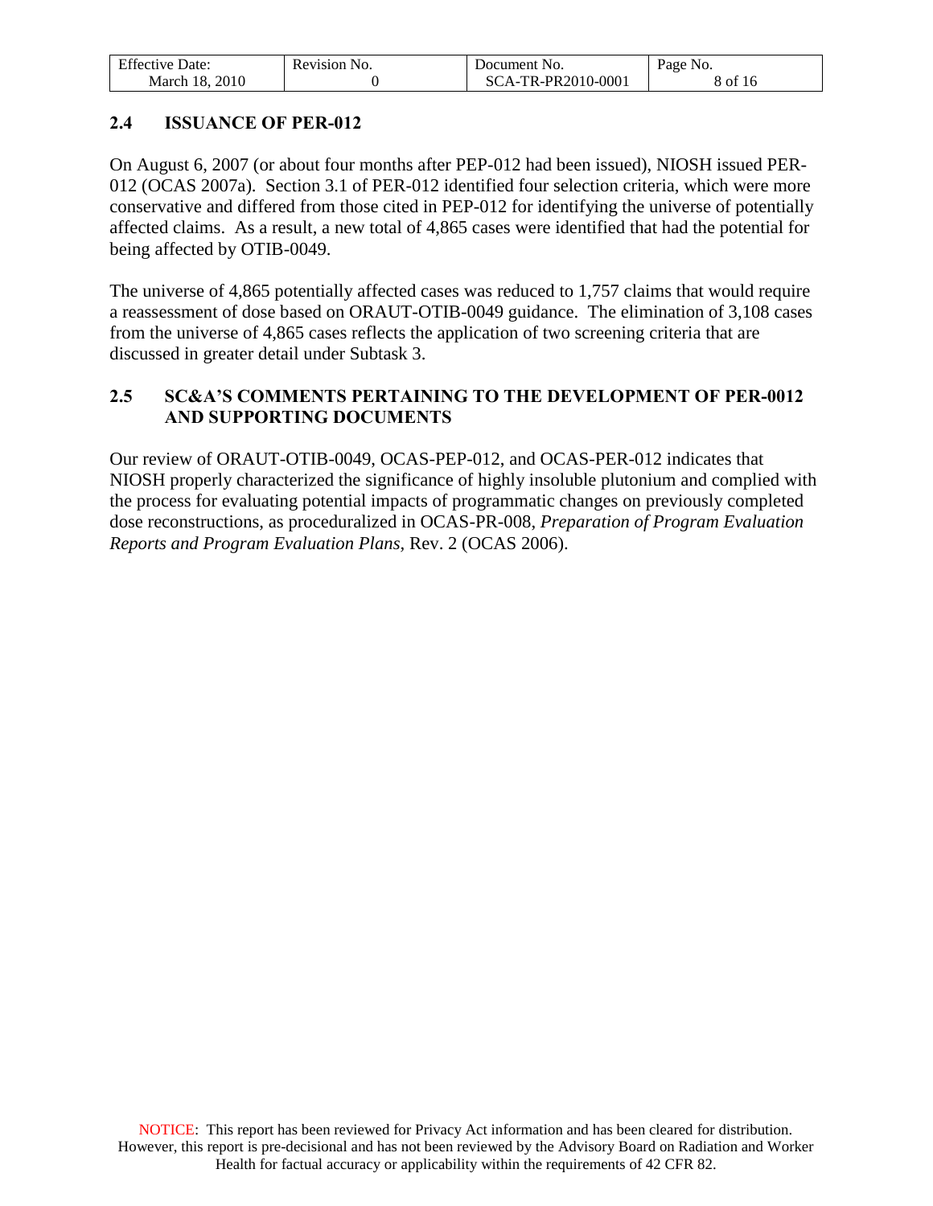## 2.4 ISSUANCE OF PER-012

On August 6, 2007 (or about four months after PEP-012 had been issued), NIOSH issued PER-012 (OCAS 2007a). Section 3.1 of PER-012 identified four selection criteria, which were more conservative and differed from those cited in PEP-012 for identifying the universe of potentially affected claims. As a result, a new total of 4,865 cases were identified that had the potential for being affected by OTIB-0049.

The universe of 4,865 potentially affected cases was reduced to 1,757 claims that would require a reassessment of dose based on ORAUT-OTIB-0049 guidance. The elimination of 3,108 cases from the universe of 4,865 cases reflects the application of two screening criteria that are discussed in greater detail under Subtask 3.

## 2.5 SC&A'S COMMENTS PERTAINING TO THE DEVELOPMENT OF PER-0012 AND SUPPORTING DOCUMENTS

Our review of ORAUT-OTIB-0049, OCAS-PEP-012, and OCAS-PER-012 indicates that NIOSH properly characterized the significance of highly insoluble plutonium and complied with the process for evaluating potential impacts of programmatic changes on previously completed dose reconstructions, as proceduralized in OCAS-PR-008, *Preparation of Program Evaluation Reports and Program Evaluation Plans*, Rev. 2 (OCAS 2006).

NOTICE: This report has been reviewed for Privacy Act information and has been cleared for distribution. However, this report is pre-decisional and has not been reviewed by the Advisory Board on Radiation and Worker Health for factual accuracy or applicability within the requirements of 42 CFR 82.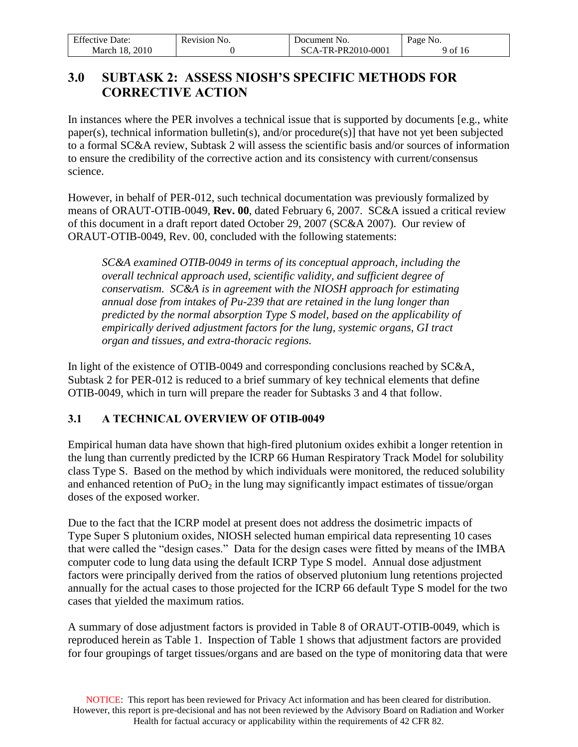# 3.0 SUBTASK 2: ASSESS NIOSH'S SPECIFIC METHODS FOR CORRECTIVE ACTION

In instances where the PER involves a technical issue that is supported by documents [e.g., white paper(s), technical information bulletin(s), and/or procedure(s)] that have not yet been subjected to a formal SC&A review, Subtask 2 will assess the scientific basis and/or sources of information to ensure the credibility of the corrective action and its consistency with current/consensus science.

However, in behalf of PER-012, such technical documentation was previously formalized by means of ORAUT-OTIB-0049, **Rev. 00**, dated February 6, 2007. SC&A issued a critical review of this document in a draft report dated October 29, 2007 (SC&A 2007). Our review of ORAUT-OTIB-0049, Rev. 00, concluded with the following statements:

> *SC&A examined OTIB-0049 in terms of its conceptual approach, including the overall technical approach used, scientific validity, and sufficient degree of conservatism. SC&A is in agreement with the NIOSH approach for estimating annual dose from intakes of Pu-239 that are retained in the lung longer than predicted by the normal absorption Type S model, based on the applicability of empirically derived adjustment factors for the lung, systemic organs, GI tract organ and tissues, and extra-thoracic regions.*

In light of the existence of OTIB-0049 and corresponding conclusions reached by SC&A, Subtask 2 for PER-012 is reduced to a brief summary of key technical elements that define OTIB-0049, which in turn will prepare the reader for Subtasks 3 and 4 that follow.

## 3.1 A TECHNICAL OVERVIEW OF OTIB-0049

Empirical human data have shown that high-fired plutonium oxides exhibit a longer retention in the lung than currently predicted by the ICRP 66 Human Respiratory Track Model for solubility class Type S. Based on the method by which individuals were monitored, the reduced solubility and enhanced retention of $PuO_2$ in the lung may significantly impact estimates of tissue/organ doses of the exposed worker.

Due to the fact that the ICRP model at present does not address the dosimetric impacts of Type Super S plutonium oxides, NIOSH selected human empirical data representing 10 cases that were called the "design cases." Data for the design cases were fitted by means of the IMBA computer code to lung data using the default ICRP Type S model. Annual dose adjustment factors were principally derived from the ratios of observed plutonium lung retentions projected annually for the actual cases to those projected for the ICRP 66 default Type S model for the two cases that yielded the maximum ratios.

A summary of dose adjustment factors is provided in Table 8 of ORAUT-OTIB-0049, which is reproduced herein as Table 1. Inspection of Table 1 shows that adjustment factors are provided for four groupings of target tissues/organs and are based on the type of monitoring data that were

NOTICE: This report has been reviewed for Privacy Act information and has been cleared for distribution. However, this report is pre-decisional and has not been reviewed by the Advisory Board on Radiation and Worker Health for factual accuracy or applicability within the requirements of 42 CFR 82.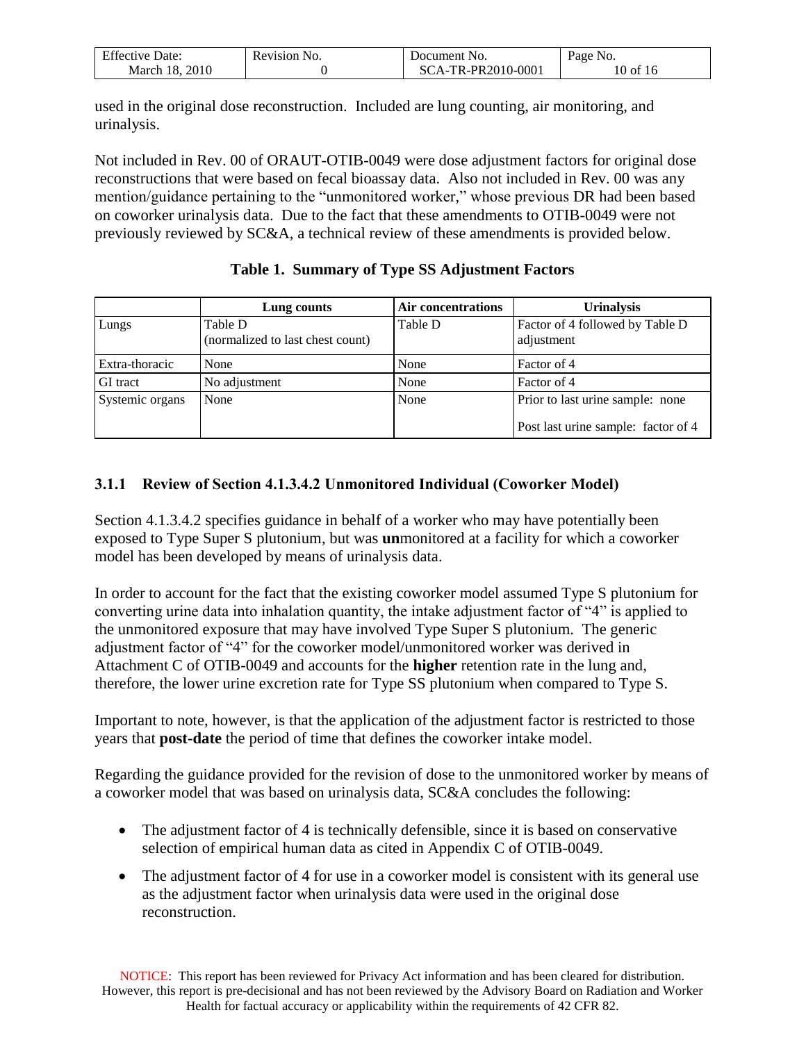used in the original dose reconstruction. Included are lung counting, air monitoring, and urinalysis.

Not included in Rev. 00 of ORAUT-OTIB-0049 were dose adjustment factors for original dose reconstructions that were based on fecal bioassay data. Also not included in Rev. 00 was any mention/guidance pertaining to the "unmonitored worker," whose previous DR had been based on coworker urinalysis data. Due to the fact that these amendments to OTIB-0049 were not previously reviewed by SC&A, a technical review of these amendments is provided below.

**Table 1. Summary of Type SS Adjustment Factors**

| | Lung counts | Air concentrations | Urinalysis |
|---|---|---|---|
| Lungs | Table D (normalized to last chest count) | Table D | Factor of 4 followed by Table D adjustment |
| Extra-thoracic | None | None | Factor of 4 |
| GI tract | No adjustment | None | Factor of 4 |
| Systemic organs | None | None | Prior to last urine sample: none<br>Post last urine sample: factor of 4 |

### 3.1.1 Review of Section 4.1.3.4.2 Unmonitored Individual (Coworker Model)

Section 4.1.3.4.2 specifies guidance in behalf of a worker who may have potentially been exposed to Type Super S plutonium, but was **un**monitored at a facility for which a coworker model has been developed by means of urinalysis data.

In order to account for the fact that the existing coworker model assumed Type S plutonium for converting urine data into inhalation quantity, the intake adjustment factor of "4" is applied to the unmonitored exposure that may have involved Type Super S plutonium. The generic adjustment factor of "4" for the coworker model/unmonitored worker was derived in Attachment C of OTIB-0049 and accounts for the **higher** retention rate in the lung and, therefore, the lower urine excretion rate for Type SS plutonium when compared to Type S.

Important to note, however, is that the application of the adjustment factor is restricted to those years that **post-date** the period of time that defines the coworker intake model.

Regarding the guidance provided for the revision of dose to the unmonitored worker by means of a coworker model that was based on urinalysis data, SC&A concludes the following:

- The adjustment factor of 4 is technically defensible, since it is based on conservative selection of empirical human data as cited in Appendix C of OTIB-0049.
- The adjustment factor of 4 for use in a coworker model is consistent with its general use as the adjustment factor when urinalysis data were used in the original dose reconstruction.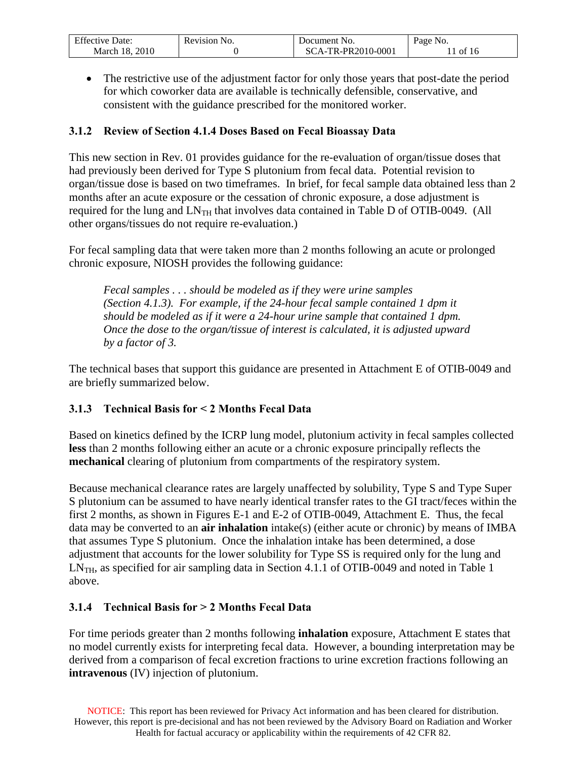- The restrictive use of the adjustment factor for only those years that post-date the period for which coworker data are available is technically defensible, conservative, and consistent with the guidance prescribed for the monitored worker.

### 3.1.2 Review of Section 4.1.4 Doses Based on Fecal Bioassay Data

This new section in Rev. 01 provides guidance for the re-evaluation of organ/tissue doses that had previously been derived for Type S plutonium from fecal data. Potential revision to organ/tissue dose is based on two timeframes. In brief, for fecal sample data obtained less than 2 months after an acute exposure or the cessation of chronic exposure, a dose adjustment is required for the lung and $LN_{TH}$ that involves data contained in Table D of OTIB-0049. (All other organs/tissues do not require re-evaluation.)

For fecal sampling data that were taken more than 2 months following an acute or prolonged chronic exposure, NIOSH provides the following guidance:

> *Fecal samples . . . should be modeled as if they were urine samples (Section 4.1.3). For example, if the 24-hour fecal sample contained 1 dpm it should be modeled as if it were a 24-hour urine sample that contained 1 dpm. Once the dose to the organ/tissue of interest is calculated, it is adjusted upward by a factor of 3.*

The technical bases that support this guidance are presented in Attachment E of OTIB-0049 and are briefly summarized below.

### 3.1.3 Technical Basis for < 2 Months Fecal Data

Based on kinetics defined by the ICRP lung model, plutonium activity in fecal samples collected **less** than 2 months following either an acute or a chronic exposure principally reflects the **mechanical** clearing of plutonium from compartments of the respiratory system.

Because mechanical clearance rates are largely unaffected by solubility, Type S and Type Super S plutonium can be assumed to have nearly identical transfer rates to the GI tract/feces within the first 2 months, as shown in Figures E-1 and E-2 of OTIB-0049, Attachment E. Thus, the fecal data may be converted to an **air inhalation** intake(s) (either acute or chronic) by means of IMBA that assumes Type S plutonium. Once the inhalation intake has been determined, a dose adjustment that accounts for the lower solubility for Type SS is required only for the lung and $LN_{TH}$, as specified for air sampling data in Section 4.1.1 of OTIB-0049 and noted in Table 1 above.

### 3.1.4 Technical Basis for > 2 Months Fecal Data

For time periods greater than 2 months following **inhalation** exposure, Attachment E states that no model currently exists for interpreting fecal data. However, a bounding interpretation may be derived from a comparison of fecal excretion fractions to urine excretion fractions following an **intravenous** (IV) injection of plutonium.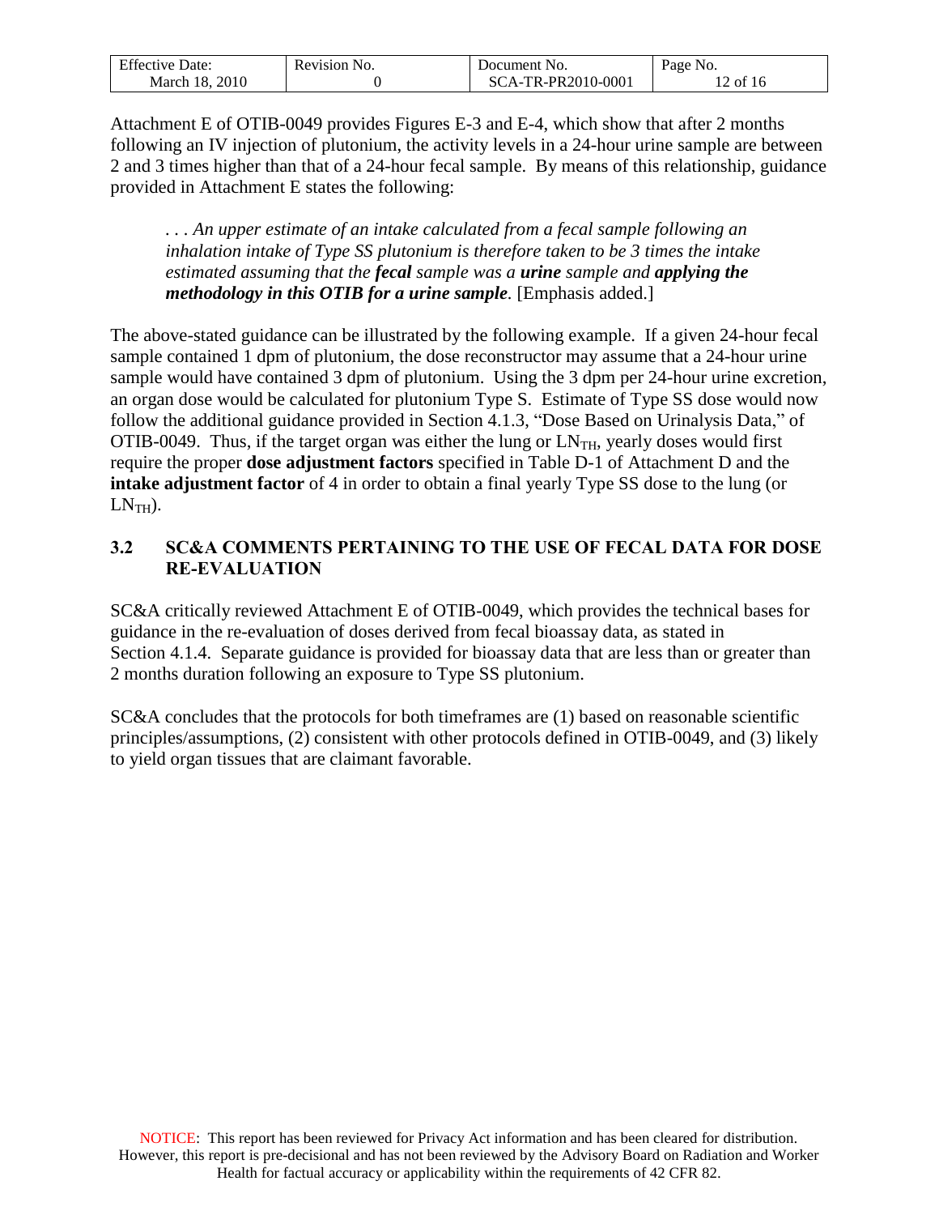Attachment E of OTIB-0049 provides Figures E-3 and E-4, which show that after 2 months following an IV injection of plutonium, the activity levels in a 24-hour urine sample are between 2 and 3 times higher than that of a 24-hour fecal sample. By means of this relationship, guidance provided in Attachment E states the following:

> *. . . An upper estimate of an intake calculated from a fecal sample following an inhalation intake of Type SS plutonium is therefore taken to be 3 times the intake estimated assuming that the **fecal** sample was a **urine** sample and **applying the methodology in this OTIB for a urine sample**.* [Emphasis added.]

The above-stated guidance can be illustrated by the following example. If a given 24-hour fecal sample contained 1 dpm of plutonium, the dose reconstructor may assume that a 24-hour urine sample would have contained 3 dpm of plutonium. Using the 3 dpm per 24-hour urine excretion, an organ dose would be calculated for plutonium Type S. Estimate of Type SS dose would now follow the additional guidance provided in Section 4.1.3, "Dose Based on Urinalysis Data," of OTIB-0049. Thus, if the target organ was either the lung or $LN_{TH}$, yearly doses would first require the proper **dose adjustment factors** specified in Table D-1 of Attachment D and the **intake adjustment factor** of 4 in order to obtain a final yearly Type SS dose to the lung (or $LN_{TH}$).

## 3.2 SC&A COMMENTS PERTAINING TO THE USE OF FECAL DATA FOR DOSE RE-EVALUATION

SC&A critically reviewed Attachment E of OTIB-0049, which provides the technical bases for guidance in the re-evaluation of doses derived from fecal bioassay data, as stated in Section 4.1.4. Separate guidance is provided for bioassay data that are less than or greater than 2 months duration following an exposure to Type SS plutonium.

SC&A concludes that the protocols for both timeframes are (1) based on reasonable scientific principles/assumptions, (2) consistent with other protocols defined in OTIB-0049, and (3) likely to yield organ tissues that are claimant favorable.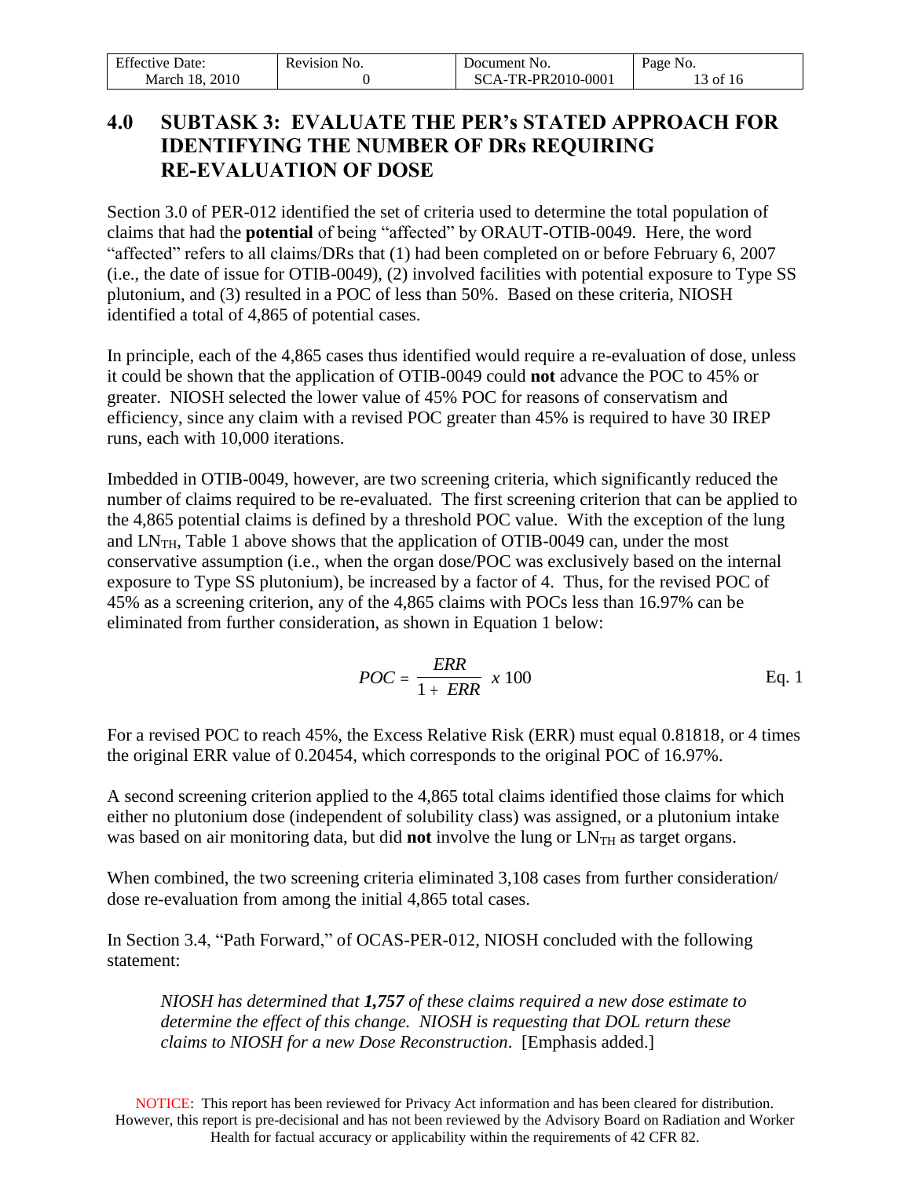# 4.0 SUBTASK 3: EVALUATE THE PER's STATED APPROACH FOR IDENTIFYING THE NUMBER OF DRs REQUIRING RE-EVALUATION OF DOSE

Section 3.0 of PER-012 identified the set of criteria used to determine the total population of claims that had the **potential** of being "affected" by ORAUT-OTIB-0049. Here, the word "affected" refers to all claims/DRs that (1) had been completed on or before February 6, 2007 (i.e., the date of issue for OTIB-0049), (2) involved facilities with potential exposure to Type SS plutonium, and (3) resulted in a POC of less than 50%. Based on these criteria, NIOSH identified a total of 4,865 of potential cases.

In principle, each of the 4,865 cases thus identified would require a re-evaluation of dose, unless it could be shown that the application of OTIB-0049 could **not** advance the POC to 45% or greater. NIOSH selected the lower value of 45% POC for reasons of conservatism and efficiency, since any claim with a revised POC greater than 45% is required to have 30 IREP runs, each with 10,000 iterations.

Imbedded in OTIB-0049, however, are two screening criteria, which significantly reduced the number of claims required to be re-evaluated. The first screening criterion that can be applied to the 4,865 potential claims is defined by a threshold POC value. With the exception of the lung and $LN_{TH}$, Table 1 above shows that the application of OTIB-0049 can, under the most conservative assumption (i.e., when the organ dose/POC was exclusively based on the internal exposure to Type SS plutonium), be increased by a factor of 4. Thus, for the revised POC of 45% as a screening criterion, any of the 4,865 claims with POCs less than 16.97% can be eliminated from further consideration, as shown in Equation 1 below:

$$POC = \frac{ERR}{1 + ERR} \ x \ 100 \qquad \text{Eq. 1}$$

For a revised POC to reach 45%, the Excess Relative Risk (ERR) must equal 0.81818, or 4 times the original ERR value of 0.20454, which corresponds to the original POC of 16.97%.

A second screening criterion applied to the 4,865 total claims identified those claims for which either no plutonium dose (independent of solubility class) was assigned, or a plutonium intake was based on air monitoring data, but did **not** involve the lung or $LN_{TH}$ as target organs.

When combined, the two screening criteria eliminated 3,108 cases from further consideration/ dose re-evaluation from among the initial 4,865 total cases.

In Section 3.4, "Path Forward," of OCAS-PER-012, NIOSH concluded with the following statement:

> *NIOSH has determined that **1,757** of these claims required a new dose estimate to determine the effect of this change. NIOSH is requesting that DOL return these claims to NIOSH for a new Dose Reconstruction*. [Emphasis added.]

NOTICE: This report has been reviewed for Privacy Act information and has been cleared for distribution. However, this report is pre-decisional and has not been reviewed by the Advisory Board on Radiation and Worker Health for factual accuracy or applicability within the requirements of 42 CFR 82.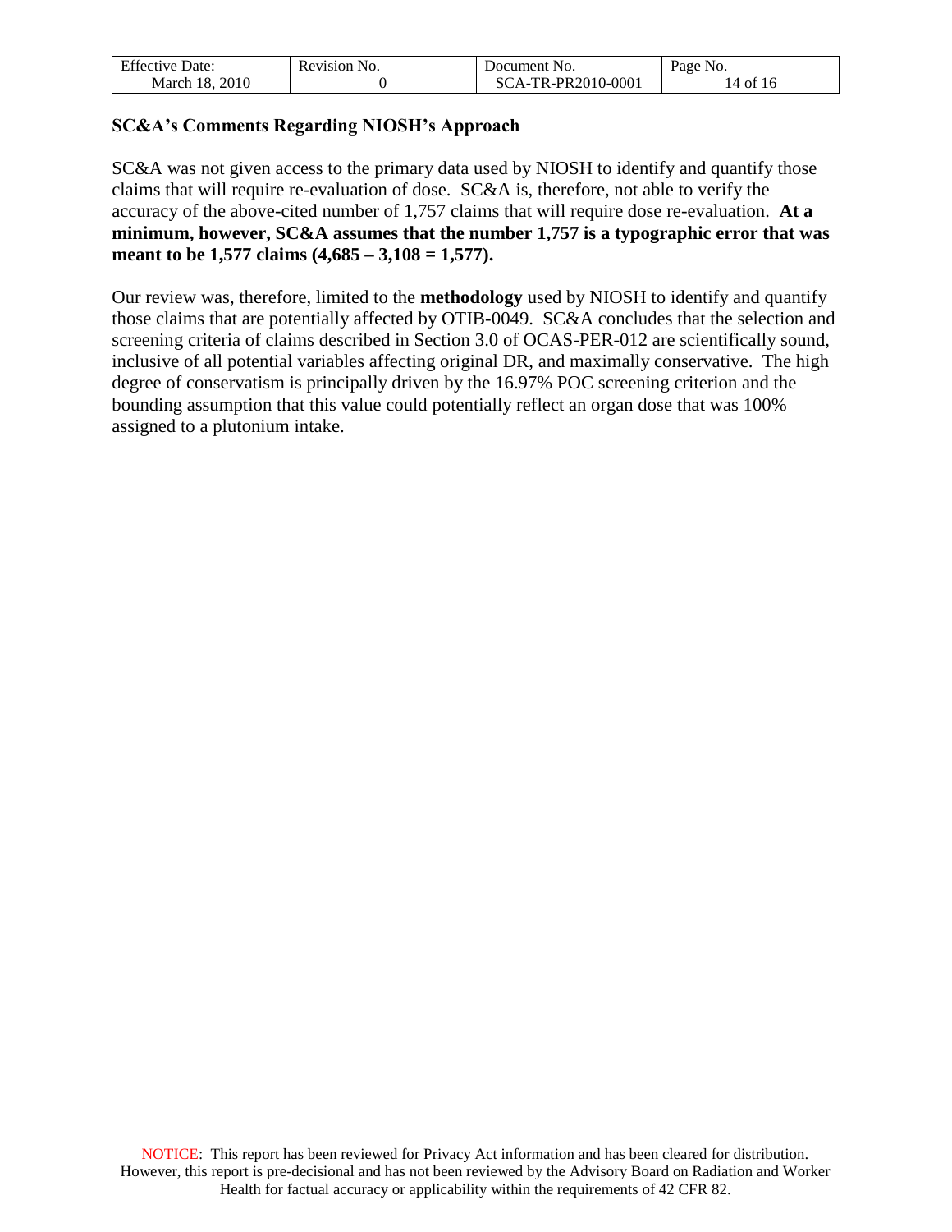**SC&A's Comments Regarding NIOSH's Approach**

SC&A was not given access to the primary data used by NIOSH to identify and quantify those claims that will require re-evaluation of dose. SC&A is, therefore, not able to verify the accuracy of the above-cited number of 1,757 claims that will require dose re-evaluation. **At a minimum, however, SC&A assumes that the number 1,757 is a typographic error that was meant to be 1,577 claims (4,685 – 3,108 = 1,577).**

Our review was, therefore, limited to the **methodology** used by NIOSH to identify and quantify those claims that are potentially affected by OTIB-0049. SC&A concludes that the selection and screening criteria of claims described in Section 3.0 of OCAS-PER-012 are scientifically sound, inclusive of all potential variables affecting original DR, and maximally conservative. The high degree of conservatism is principally driven by the 16.97% POC screening criterion and the bounding assumption that this value could potentially reflect an organ dose that was 100% assigned to a plutonium intake.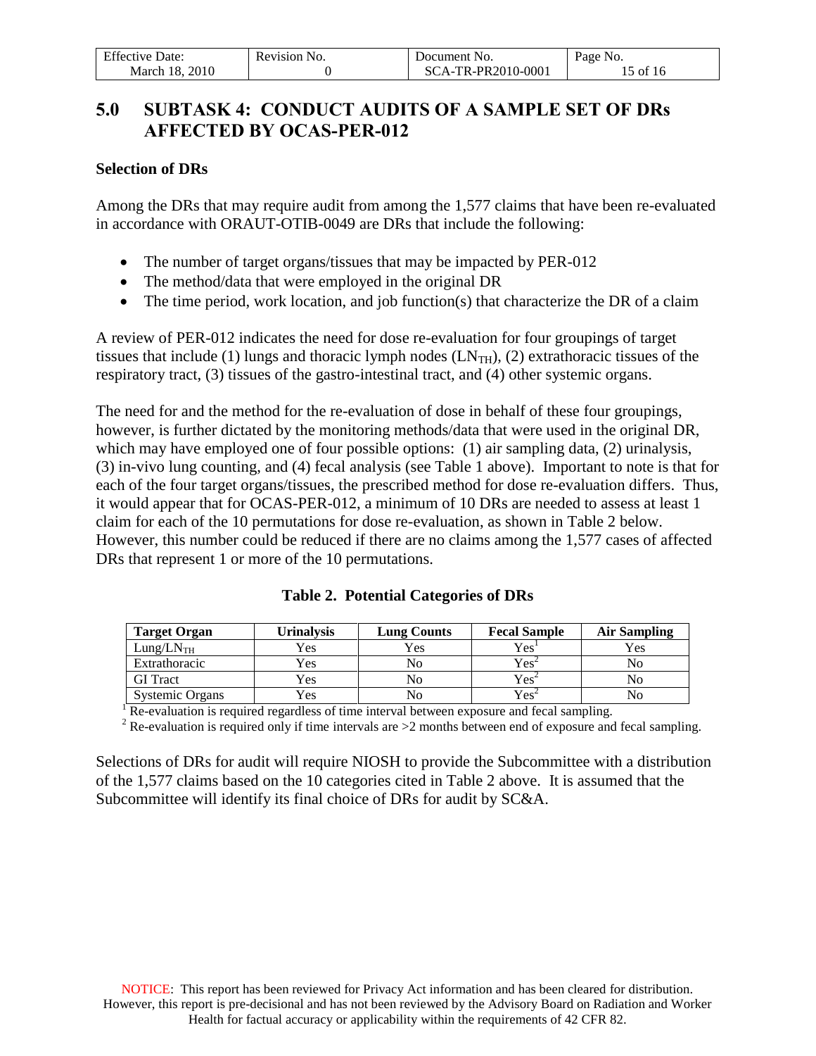## 5.0 SUBTASK 4: CONDUCT AUDITS OF A SAMPLE SET OF DRs AFFECTED BY OCAS-PER-012

**Selection of DRs**

Among the DRs that may require audit from among the 1,577 claims that have been re-evaluated in accordance with ORAUT-OTIB-0049 are DRs that include the following:

- The number of target organs/tissues that may be impacted by PER-012
- The method/data that were employed in the original DR
- The time period, work location, and job function(s) that characterize the DR of a claim

A review of PER-012 indicates the need for dose re-evaluation for four groupings of target tissues that include (1) lungs and thoracic lymph nodes ($LN_{TH}$), (2) extrathoracic tissues of the respiratory tract, (3) tissues of the gastro-intestinal tract, and (4) other systemic organs.

The need for and the method for the re-evaluation of dose in behalf of these four groupings, however, is further dictated by the monitoring methods/data that were used in the original DR, which may have employed one of four possible options: (1) air sampling data, (2) urinalysis, (3) in-vivo lung counting, and (4) fecal analysis (see Table 1 above). Important to note is that for each of the four target organs/tissues, the prescribed method for dose re-evaluation differs. Thus, it would appear that for OCAS-PER-012, a minimum of 10 DRs are needed to assess at least 1 claim for each of the 10 permutations for dose re-evaluation, as shown in Table 2 below. However, this number could be reduced if there are no claims among the 1,577 cases of affected DRs that represent 1 or more of the 10 permutations.

**Table 2. Potential Categories of DRs**

| Target Organ | Urinalysis | Lung Counts | Fecal Sample | Air Sampling |
|---|---|---|---|---|
| Lung/$LN_{TH}$ | Yes | Yes | Yes[1] | Yes |
| Extrathoracic | Yes | No | Yes[2] | No |
| GI Tract | Yes | No | Yes[2] | No |
| Systemic Organs | Yes | No | Yes[2] | No |

[1] Re-evaluation is required regardless of time interval between exposure and fecal sampling.
[2] Re-evaluation is required only if time intervals are >2 months between end of exposure and fecal sampling.

Selections of DRs for audit will require NIOSH to provide the Subcommittee with a distribution of the 1,577 claims based on the 10 categories cited in Table 2 above. It is assumed that the Subcommittee will identify its final choice of DRs for audit by SC&A.

NOTICE: This report has been reviewed for Privacy Act information and has been cleared for distribution. However, this report is pre-decisional and has not been reviewed by the Advisory Board on Radiation and Worker Health for factual accuracy or applicability within the requirements of 42 CFR 82.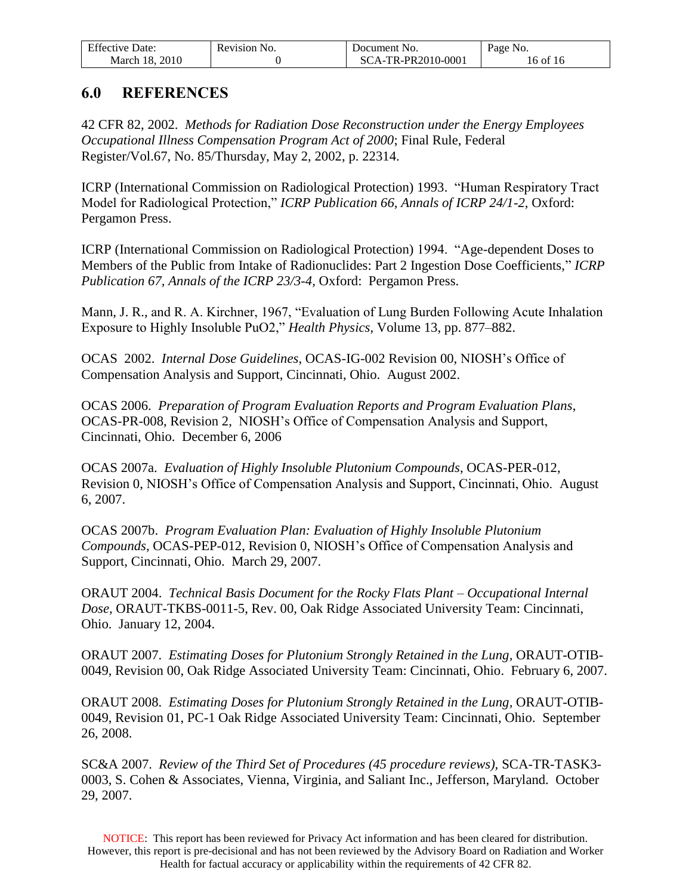## 6.0 REFERENCES

42 CFR 82, 2002. *Methods for Radiation Dose Reconstruction under the Energy Employees Occupational Illness Compensation Program Act of 2000*; Final Rule, Federal Register/Vol.67, No. 85/Thursday, May 2, 2002, p. 22314.

ICRP (International Commission on Radiological Protection) 1993. "Human Respiratory Tract Model for Radiological Protection," *ICRP Publication 66, Annals of ICRP 24/1-2*, Oxford: Pergamon Press.

ICRP (International Commission on Radiological Protection) 1994. "Age-dependent Doses to Members of the Public from Intake of Radionuclides: Part 2 Ingestion Dose Coefficients," *ICRP Publication 67, Annals of the ICRP 23/3-4,* Oxford: Pergamon Press.

Mann, J. R., and R. A. Kirchner, 1967, "Evaluation of Lung Burden Following Acute Inhalation Exposure to Highly Insoluble PuO2," *Health Physics*, Volume 13, pp. 877–882.

OCAS 2002. *Internal Dose Guidelines*, OCAS-IG-002 Revision 00, NIOSH's Office of Compensation Analysis and Support, Cincinnati, Ohio. August 2002.

OCAS 2006. *Preparation of Program Evaluation Reports and Program Evaluation Plans*, OCAS-PR-008, Revision 2, NIOSH's Office of Compensation Analysis and Support, Cincinnati, Ohio. December 6, 2006

OCAS 2007a. *Evaluation of Highly Insoluble Plutonium Compounds*, OCAS-PER-012, Revision 0, NIOSH's Office of Compensation Analysis and Support, Cincinnati, Ohio. August 6, 2007.

OCAS 2007b. *Program Evaluation Plan: Evaluation of Highly Insoluble Plutonium Compounds,* OCAS-PEP-012, Revision 0, NIOSH's Office of Compensation Analysis and Support, Cincinnati, Ohio. March 29, 2007.

ORAUT 2004. *Technical Basis Document for the Rocky Flats Plant – Occupational Internal Dose,* ORAUT-TKBS-0011-5, Rev. 00, Oak Ridge Associated University Team: Cincinnati, Ohio. January 12, 2004.

ORAUT 2007. *Estimating Doses for Plutonium Strongly Retained in the Lung,* ORAUT-OTIB-0049, Revision 00, Oak Ridge Associated University Team: Cincinnati, Ohio. February 6, 2007.

ORAUT 2008. *Estimating Doses for Plutonium Strongly Retained in the Lung,* ORAUT-OTIB-0049, Revision 01, PC-1 Oak Ridge Associated University Team: Cincinnati, Ohio. September 26, 2008.

SC&A 2007. *Review of the Third Set of Procedures (45 procedure reviews),* SCA-TR-TASK3-0003, S. Cohen & Associates, Vienna, Virginia, and Saliant Inc., Jefferson, Maryland. October 29, 2007.